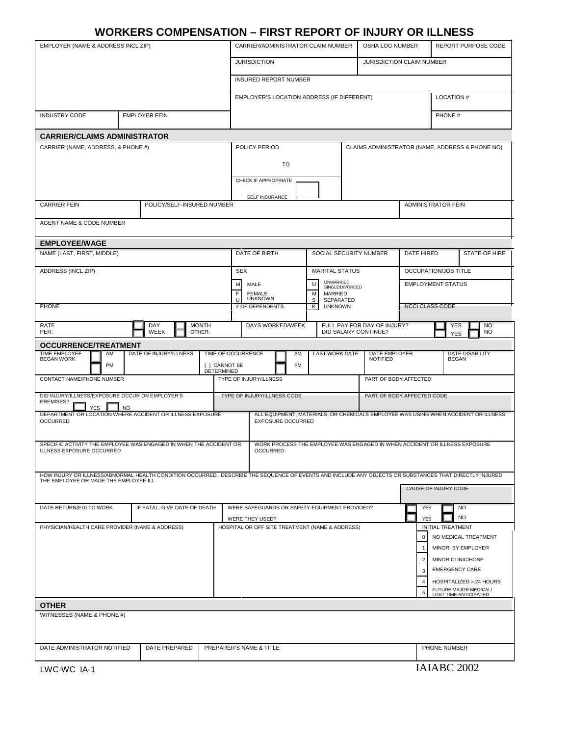# WORKERS COMPENSATION – FIRST REPORT OF INJURY OR ILLNESS

| EMPLOYER (NAME & ADDRESS INCL ZIP) | CARRIER/ADMINISTRATOR CLAIM NUMBER | OSHA LOG NUMBER | REPORT PURPOSE CODE |
|---|---|---|---|
| | JURISDICTION | JURISDICTION CLAIM NUMBER | |
| | INSURED REPORT NUMBER | | |
| | EMPLOYER'S LOCATION ADDRESS (IF DIFFERENT) | | LOCATION # |
| INDUSTRY CODE / EMPLOYER FEIN | | | PHONE # |

## CARRIER/CLAIMS ADMINISTRATOR

| CARRIER (NAME, ADDRESS, & PHONE #) | POLICY PERIOD | CLAIMS ADMINISTRATOR (NAME, ADDRESS & PHONE NO) |
|---|---|---|
| | TO | |
| | CHECK IF APPROPRIATE ☐ SELF INSURANCE | |

| CARRIER FEIN | POLICY/SELF-INSURED NUMBER | ADMINISTRATOR FEIN |
|---|---|---|
| AGENT NAME & CODE NUMBER | | |

## EMPLOYEE/WAGE

| NAME (LAST, FIRST, MIDDLE) | DATE OF BIRTH | SOCIAL SECURITY NUMBER | DATE HIRED | STATE OF HIRE |
|---|---|---|---|---|
| ADDRESS (INCL ZIP) | SEX<br>M MALE<br>F FEMALE<br>U UNKNOWN | MARITAL STATUS<br>U UNMARRIED SINGLE/DIVORCED<br>M MARRIED<br>S SEPARATED<br>K UNKNOWN | OCCUPATION/JOB TITLE | |
| | | | EMPLOYMENT STATUS | |
| PHONE | # OF DEPENDENTS | | NCCI CLASS CODE | |

| RATE PER: ☐ DAY ☐ WEEK ☐ MONTH ☐ OTHER: | DAYS WORKED/WEEK | FULL PAY FOR DAY OF INJURY? ☐ YES ☐ NO<br>DID SALARY CONTINUE? ☐ YES ☐ NO |
|---|---|---|

## OCCURRENCE/TREATMENT

| TIME EMPLOYEE BEGAN WORK ☐ AM ☐ PM | DATE OF INJURY/ILLNESS | TIME OF OCCURRENCE ☐ AM ☐ PM ( ) CANNOT BE DETERMINED | LAST WORK DATE | DATE EMPLOYER NOTIFIED | DATE DISABILITY BEGAN |
|---|---|---|---|---|---|

| CONTACT NAME/PHONE NUMBER | TYPE OF INJURY/ILLNESS | PART OF BODY AFFECTED |
|---|---|---|
| DID INJURY/ILLNESS/EXPOSURE OCCUR ON EMPLOYER'S PREMISES? ☐ YES ☐ NO | TYPE OF INJURY/ILLNESS CODE | PART OF BODY AFFECTED CODE |

| DEPARTMENT OR LOCATION WHERE ACCIDENT OR ILLNESS EXPOSURE OCCURRED | ALL EQUIPMENT, MATERIALS, OR CHEMICALS EMPLOYEE WAS USING WHEN ACCIDENT OR ILLNESS EXPOSURE OCCURRED |
|---|---|
| SPECIFIC ACTIVITY THE EMPLOYEE WAS ENGAGED IN WHEN THE ACCIDENT OR ILLNESS EXPOSURE OCCURRED | WORK PROCESS THE EMPLOYEE WAS ENGAGED IN WHEN ACCIDENT OR ILLNESS EXPOSURE OCCURRED |

HOW INJURY OR ILLNESS/ABNORMAL HEALTH CONDITION OCCURRED. DESCRIBE THE SEQUENCE OF EVENTS AND INCLUDE ANY OBJECTS OR SUBSTANCES THAT DIRECTLY INJURED THE EMPLOYEE OR MADE THE EMPLOYEE ILL

CAUSE OF INJURY CODE

| DATE RETURN(ED) TO WORK | IF FATAL, GIVE DATE OF DEATH | WERE SAFEGUARDS OR SAFETY EQUIPMENT PROVIDED? ☐ YES ☐ NO<br>WERE THEY USED? ☐ YES ☐ NO |
|---|---|---|

| PHYSICIAN/HEALTH CARE PROVIDER (NAME & ADDRESS) | HOSPITAL OR OFF SITE TREATMENT (NAME & ADDRESS) | INITIAL TREATMENT |
|---|---|---|
| | | 0 NO MEDICAL TREATMENT<br>1 MINOR: BY EMPLOYER<br>2 MINOR CLINIC/HOSP<br>3 EMERGENCY CARE<br>4 HOSPITALIZED > 24 HOURS<br>5 FUTURE MAJOR MEDICAL/ LOST TIME ANTICIPATED |

## OTHER

WITNESSES (NAME & PHONE #)

| DATE ADMINISTRATOR NOTIFIED | DATE PREPARED | PREPARER'S NAME & TITLE | PHONE NUMBER |
|---|---|---|---|

LWC-WC IA-1

IAIABC 2002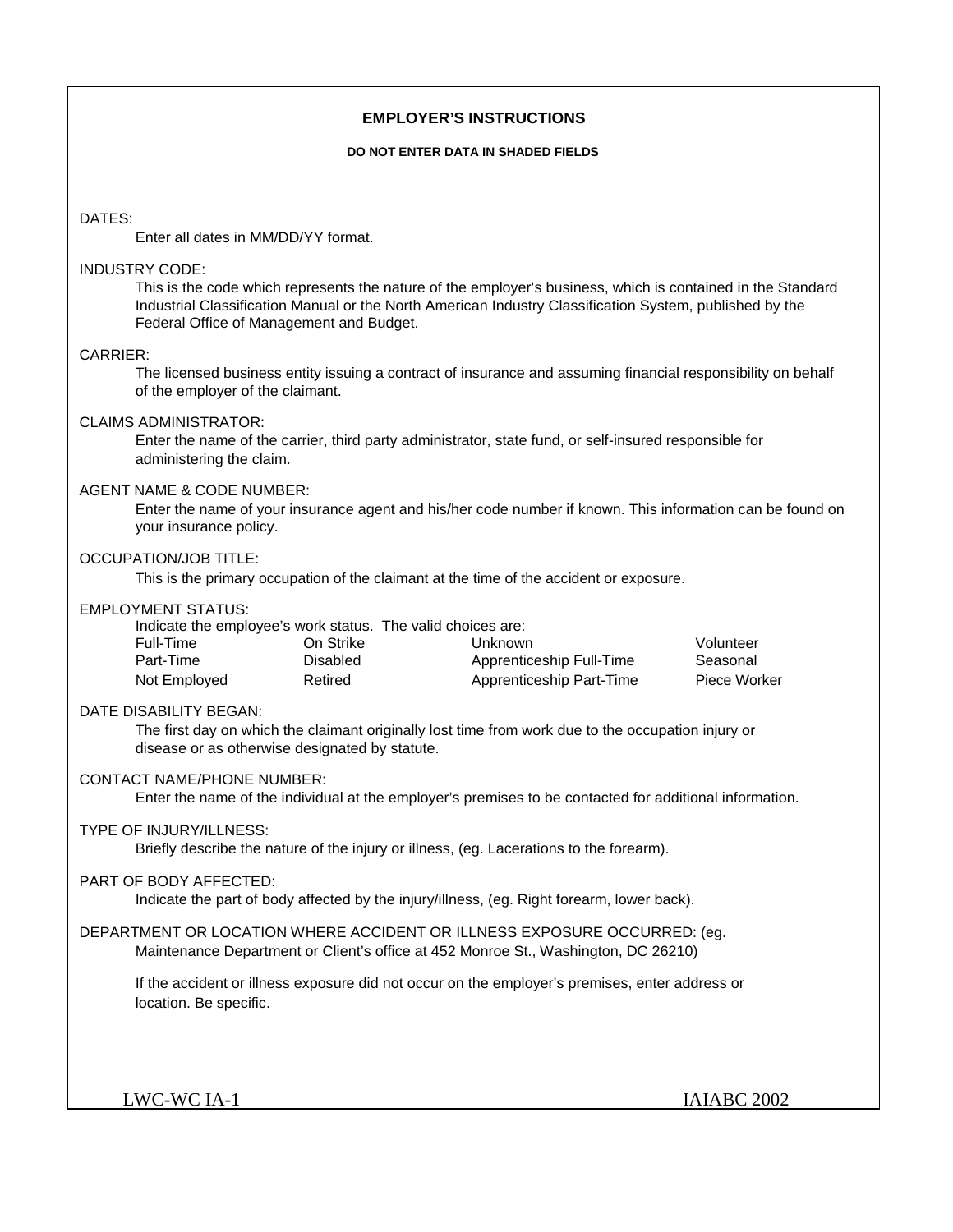# EMPLOYER'S INSTRUCTIONS

**DO NOT ENTER DATA IN SHADED FIELDS**

DATES:

Enter all dates in MM/DD/YY format.

INDUSTRY CODE:

This is the code which represents the nature of the employer's business, which is contained in the Standard Industrial Classification Manual or the North American Industry Classification System, published by the Federal Office of Management and Budget.

CARRIER:

The licensed business entity issuing a contract of insurance and assuming financial responsibility on behalf of the employer of the claimant.

CLAIMS ADMINISTRATOR:

Enter the name of the carrier, third party administrator, state fund, or self-insured responsible for administering the claim.

AGENT NAME & CODE NUMBER:

Enter the name of your insurance agent and his/her code number if known. This information can be found on your insurance policy.

OCCUPATION/JOB TITLE:

This is the primary occupation of the claimant at the time of the accident or exposure.

EMPLOYMENT STATUS:

Indicate the employee's work status. The valid choices are:

| | | | |
|---|---|---|---|
| Full-Time | On Strike | Unknown | Volunteer |
| Part-Time | Disabled | Apprenticeship Full-Time | Seasonal |
| Not Employed | Retired | Apprenticeship Part-Time | Piece Worker |

DATE DISABILITY BEGAN:

The first day on which the claimant originally lost time from work due to the occupation injury or disease or as otherwise designated by statute.

CONTACT NAME/PHONE NUMBER:

Enter the name of the individual at the employer's premises to be contacted for additional information.

TYPE OF INJURY/ILLNESS:

Briefly describe the nature of the injury or illness, (eg. Lacerations to the forearm).

PART OF BODY AFFECTED:

Indicate the part of body affected by the injury/illness, (eg. Right forearm, lower back).

DEPARTMENT OR LOCATION WHERE ACCIDENT OR ILLNESS EXPOSURE OCCURRED: (eg. Maintenance Department or Client's office at 452 Monroe St., Washington, DC 26210)

If the accident or illness exposure did not occur on the employer's premises, enter address or location. Be specific.

LWC-WC IA-1 IAIABC 2002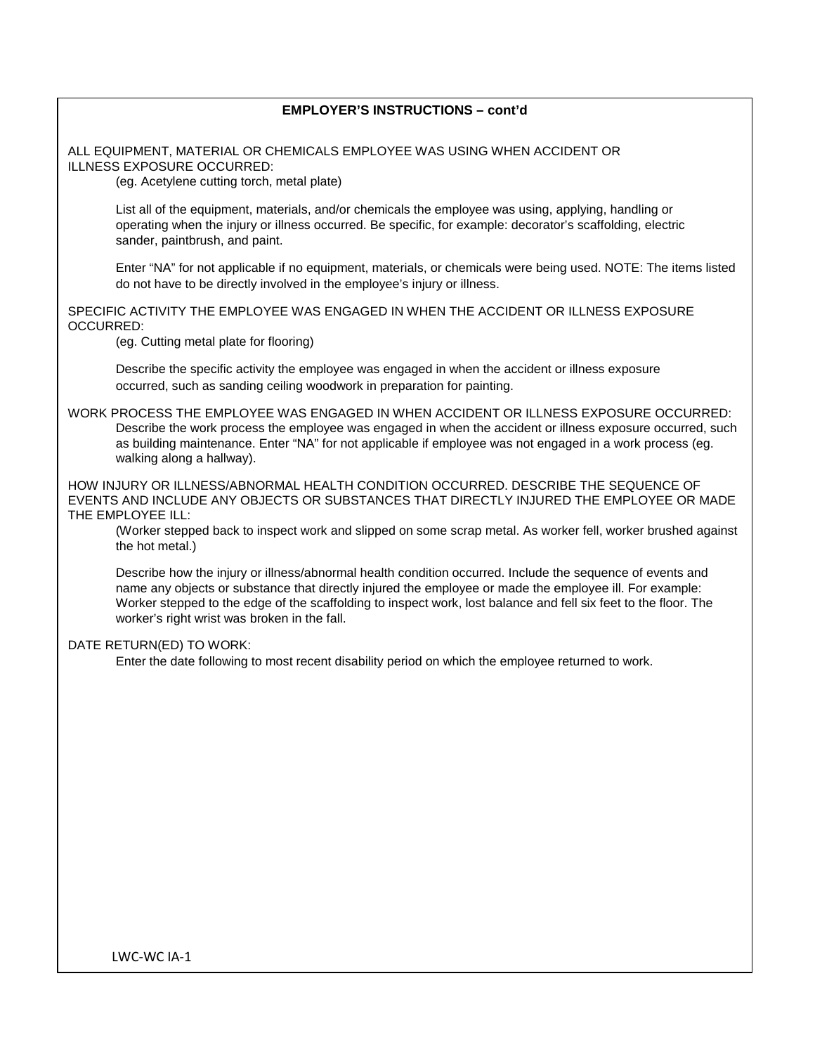## EMPLOYER'S INSTRUCTIONS – cont'd

ALL EQUIPMENT, MATERIAL OR CHEMICALS EMPLOYEE WAS USING WHEN ACCIDENT OR ILLNESS EXPOSURE OCCURRED:

(eg. Acetylene cutting torch, metal plate)

List all of the equipment, materials, and/or chemicals the employee was using, applying, handling or operating when the injury or illness occurred. Be specific, for example: decorator's scaffolding, electric sander, paintbrush, and paint.

Enter "NA" for not applicable if no equipment, materials, or chemicals were being used. NOTE: The items listed do not have to be directly involved in the employee's injury or illness.

SPECIFIC ACTIVITY THE EMPLOYEE WAS ENGAGED IN WHEN THE ACCIDENT OR ILLNESS EXPOSURE OCCURRED:

(eg. Cutting metal plate for flooring)

Describe the specific activity the employee was engaged in when the accident or illness exposure occurred, such as sanding ceiling woodwork in preparation for painting.

WORK PROCESS THE EMPLOYEE WAS ENGAGED IN WHEN ACCIDENT OR ILLNESS EXPOSURE OCCURRED:

Describe the work process the employee was engaged in when the accident or illness exposure occurred, such as building maintenance. Enter "NA" for not applicable if employee was not engaged in a work process (eg. walking along a hallway).

HOW INJURY OR ILLNESS/ABNORMAL HEALTH CONDITION OCCURRED. DESCRIBE THE SEQUENCE OF EVENTS AND INCLUDE ANY OBJECTS OR SUBSTANCES THAT DIRECTLY INJURED THE EMPLOYEE OR MADE THE EMPLOYEE ILL:

(Worker stepped back to inspect work and slipped on some scrap metal. As worker fell, worker brushed against the hot metal.)

Describe how the injury or illness/abnormal health condition occurred. Include the sequence of events and name any objects or substance that directly injured the employee or made the employee ill. For example: Worker stepped to the edge of the scaffolding to inspect work, lost balance and fell six feet to the floor. The worker's right wrist was broken in the fall.

DATE RETURN(ED) TO WORK:

Enter the date following to most recent disability period on which the employee returned to work.

LWC-WC IA-1